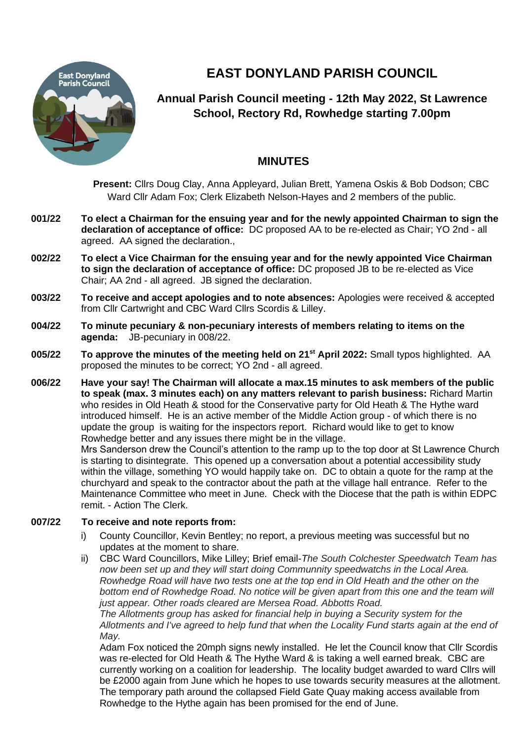# EAST DONYLAND PARISH COUNCIL

## Annual Parish Council meeting - 12th May 2022, St Lawrence School, Rectory Rd, Rowhedge starting 7.00pm

## MINUTES

**Present:** Cllrs Doug Clay, Anna Appleyard, Julian Brett, Yamena Oskis & Bob Dodson; CBC Ward Cllr Adam Fox; Clerk Elizabeth Nelson-Hayes and 2 members of the public.

**001/22** **To elect a Chairman for the ensuing year and for the newly appointed Chairman to sign the declaration of acceptance of office:** DC proposed AA to be re-elected as Chair; YO 2nd - all agreed. AA signed the declaration.,

**002/22** **To elect a Vice Chairman for the ensuing year and for the newly appointed Vice Chairman to sign the declaration of acceptance of office:** DC proposed JB to be re-elected as Vice Chair; AA 2nd - all agreed. JB signed the declaration.

**003/22** **To receive and accept apologies and to note absences:** Apologies were received & accepted from Cllr Cartwright and CBC Ward Cllrs Scordis & Lilley.

**004/22** **To minute pecuniary & non-pecuniary interests of members relating to items on the agenda:** JB-pecuniary in 008/22.

**005/22** **To approve the minutes of the meeting held on 21st April 2022:** Small typos highlighted. AA proposed the minutes to be correct; YO 2nd - all agreed.

**006/22** **Have your say! The Chairman will allocate a max.15 minutes to ask members of the public to speak (max. 3 minutes each) on any matters relevant to parish business:** Richard Martin who resides in Old Heath & stood for the Conservative party for Old Heath & The Hythe ward introduced himself. He is an active member of the Middle Action group - of which there is no update the group is waiting for the inspectors report. Richard would like to get to know Rowhedge better and any issues there might be in the village.
Mrs Sanderson drew the Council's attention to the ramp up to the top door at St Lawrence Church is starting to disintegrate. This opened up a conversation about a potential accessibility study within the village, something YO would happily take on. DC to obtain a quote for the ramp at the churchyard and speak to the contractor about the path at the village hall entrance. Refer to the Maintenance Committee who meet in June. Check with the Diocese that the path is within EDPC remit. - Action The Clerk.

**007/22** **To receive and note reports from:**

i) County Councillor, Kevin Bentley; no report, a previous meeting was successful but no updates at the moment to share.

ii) CBC Ward Councillors, Mike Lilley; Brief email-*The South Colchester Speedwatch Team has now been set up and they will start doing Communnity speedwatchs in the Local Area. Rowhedge Road will have two tests one at the top end in Old Heath and the other on the bottom end of Rowhedge Road. No notice will be given apart from this one and the team will just appear. Other roads cleared are Mersea Road. Abbotts Road.*
*The Allotments group has asked for financial help in buying a Security system for the Allotments and I've agreed to help fund that when the Locality Fund starts again at the end of May.*
Adam Fox noticed the 20mph signs newly installed. He let the Council know that Cllr Scordis was re-elected for Old Heath & The Hythe Ward & is taking a well earned break. CBC are currently working on a coalition for leadership. The locality budget awarded to ward Cllrs will be £2000 again from June which he hopes to use towards security measures at the allotment. The temporary path around the collapsed Field Gate Quay making access available from Rowhedge to the Hythe again has been promised for the end of June.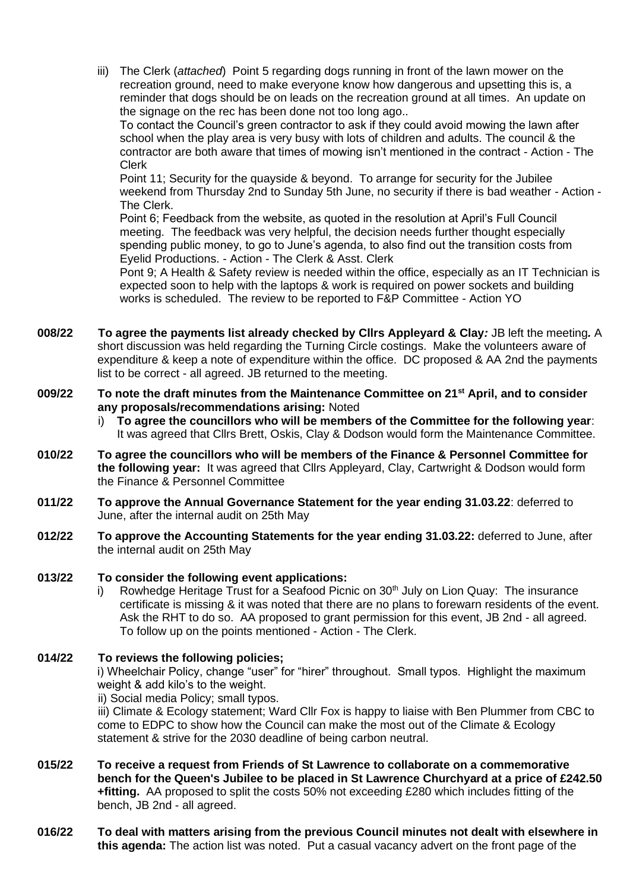iii) The Clerk (*attached*) Point 5 regarding dogs running in front of the lawn mower on the recreation ground, need to make everyone know how dangerous and upsetting this is, a reminder that dogs should be on leads on the recreation ground at all times. An update on the signage on the rec has been done not too long ago..
To contact the Council's green contractor to ask if they could avoid mowing the lawn after school when the play area is very busy with lots of children and adults. The council & the contractor are both aware that times of mowing isn't mentioned in the contract - Action - The Clerk
Point 11; Security for the quayside & beyond. To arrange for security for the Jubilee weekend from Thursday 2nd to Sunday 5th June, no security if there is bad weather - Action - The Clerk.
Point 6; Feedback from the website, as quoted in the resolution at April's Full Council meeting. The feedback was very helpful, the decision needs further thought especially spending public money, to go to June's agenda, to also find out the transition costs from Eyelid Productions. - Action - The Clerk & Asst. Clerk
Pont 9; A Health & Safety review is needed within the office, especially as an IT Technician is expected soon to help with the laptops & work is required on power sockets and building works is scheduled. The review to be reported to F&P Committee - Action YO

**008/22 To agree the payments list already checked by Cllrs Appleyard & Clay*:*** JB left the meeting**.** A short discussion was held regarding the Turning Circle costings. Make the volunteers aware of expenditure & keep a note of expenditure within the office. DC proposed & AA 2nd the payments list to be correct - all agreed. JB returned to the meeting.

**009/22 To note the draft minutes from the Maintenance Committee on 21st April, and to consider any proposals/recommendations arising:** Noted

i) **To agree the councillors who will be members of the Committee for the following year**: It was agreed that Cllrs Brett, Oskis, Clay & Dodson would form the Maintenance Committee.

**010/22 To agree the councillors who will be members of the Finance & Personnel Committee for the following year:** It was agreed that Cllrs Appleyard, Clay, Cartwright & Dodson would form the Finance & Personnel Committee

**011/22 To approve the Annual Governance Statement for the year ending 31.03.22**: deferred to June, after the internal audit on 25th May

**012/22 To approve the Accounting Statements for the year ending 31.03.22:** deferred to June, after the internal audit on 25th May

**013/22 To consider the following event applications:**

i) Rowhedge Heritage Trust for a Seafood Picnic on 30th July on Lion Quay: The insurance certificate is missing & it was noted that there are no plans to forewarn residents of the event. Ask the RHT to do so. AA proposed to grant permission for this event, JB 2nd - all agreed. To follow up on the points mentioned - Action - The Clerk.

**014/22 To reviews the following policies;**

i) Wheelchair Policy, change "user" for "hirer" throughout. Small typos. Highlight the maximum weight & add kilo's to the weight.
ii) Social media Policy; small typos.
iii) Climate & Ecology statement; Ward Cllr Fox is happy to liaise with Ben Plummer from CBC to come to EDPC to show how the Council can make the most out of the Climate & Ecology statement & strive for the 2030 deadline of being carbon neutral.

**015/22 To receive a request from Friends of St Lawrence to collaborate on a commemorative bench for the Queen's Jubilee to be placed in St Lawrence Churchyard at a price of £242.50 +fitting.** AA proposed to split the costs 50% not exceeding £280 which includes fitting of the bench, JB 2nd - all agreed.

**016/22 To deal with matters arising from the previous Council minutes not dealt with elsewhere in this agenda:** The action list was noted. Put a casual vacancy advert on the front page of the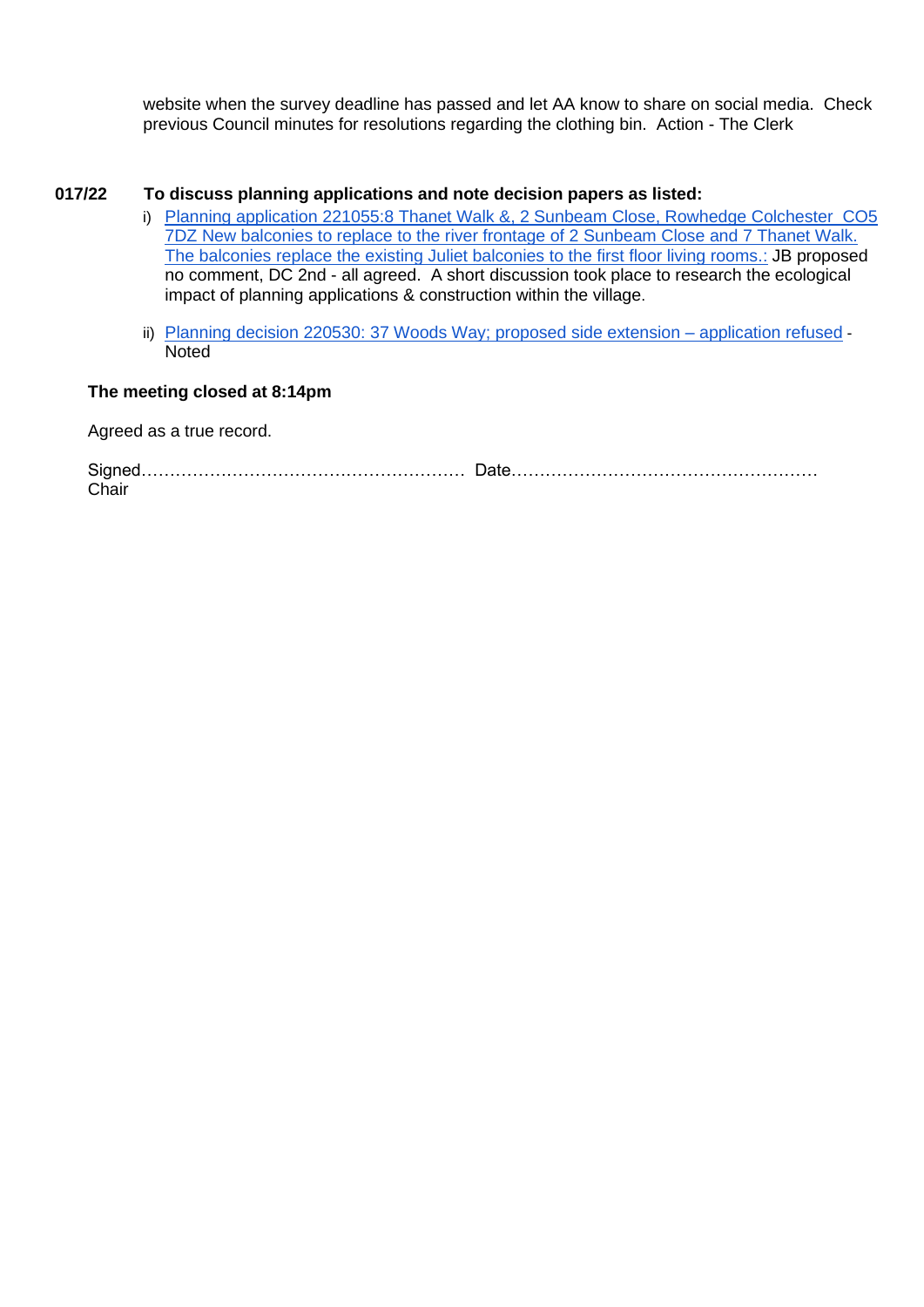website when the survey deadline has passed and let AA know to share on social media. Check previous Council minutes for resolutions regarding the clothing bin. Action - The Clerk

**017/22 To discuss planning applications and note decision papers as listed:**

i) Planning application 221055:8 Thanet Walk &, 2 Sunbeam Close, Rowhedge Colchester CO5 7DZ New balconies to replace to the river frontage of 2 Sunbeam Close and 7 Thanet Walk. The balconies replace the existing Juliet balconies to the first floor living rooms.: JB proposed no comment, DC 2nd - all agreed. A short discussion took place to research the ecological impact of planning applications & construction within the village.

ii) Planning decision 220530: 37 Woods Way; proposed side extension – application refused - Noted

**The meeting closed at 8:14pm**

Agreed as a true record.

Signed……………………………………………… Date………………………………………………
Chair